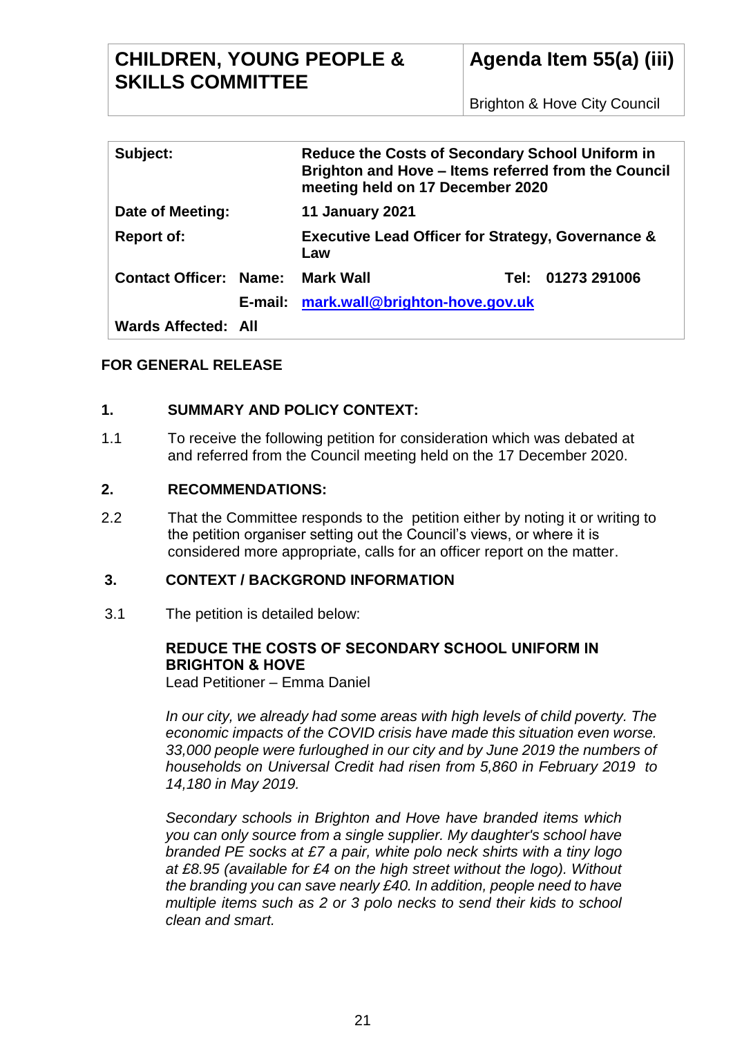# CHILDREN, YOUNG PEOPLE & SKILLS COMMITTEE

## Agenda Item 55(a) (iii)

Brighton & Hove City Council

| | | | |
|---|---|---|---|
| **Subject:** | **Reduce the Costs of Secondary School Uniform in Brighton and Hove – Items referred from the Council meeting held on 17 December 2020** | | |
| **Date of Meeting:** | **11 January 2021** | | |
| **Report of:** | **Executive Lead Officer for Strategy, Governance & Law** | | |
| **Contact Officer: Name:** | **Mark Wall** | **Tel:** | **01273 291006** |
| **E-mail:** | **mark.wall@brighton-hove.gov.uk** | | |
| **Wards Affected: All** | | | |

**FOR GENERAL RELEASE**

## 1. SUMMARY AND POLICY CONTEXT:

1.1 To receive the following petition for consideration which was debated at and referred from the Council meeting held on the 17 December 2020.

## 2. RECOMMENDATIONS:

2.2 That the Committee responds to the petition either by noting it or writing to the petition organiser setting out the Council's views, or where it is considered more appropriate, calls for an officer report on the matter.

## 3. CONTEXT / BACKGROND INFORMATION

3.1 The petition is detailed below:

**REDUCE THE COSTS OF SECONDARY SCHOOL UNIFORM IN BRIGHTON & HOVE**
Lead Petitioner – Emma Daniel

*In our city, we already had some areas with high levels of child poverty. The economic impacts of the COVID crisis have made this situation even worse. 33,000 people were furloughed in our city and by June 2019 the numbers of households on Universal Credit had risen from 5,860 in February 2019 to 14,180 in May 2019.*

*Secondary schools in Brighton and Hove have branded items which you can only source from a single supplier. My daughter's school have branded PE socks at £7 a pair, white polo neck shirts with a tiny logo at £8.95 (available for £4 on the high street without the logo). Without the branding you can save nearly £40. In addition, people need to have multiple items such as 2 or 3 polo necks to send their kids to school clean and smart.*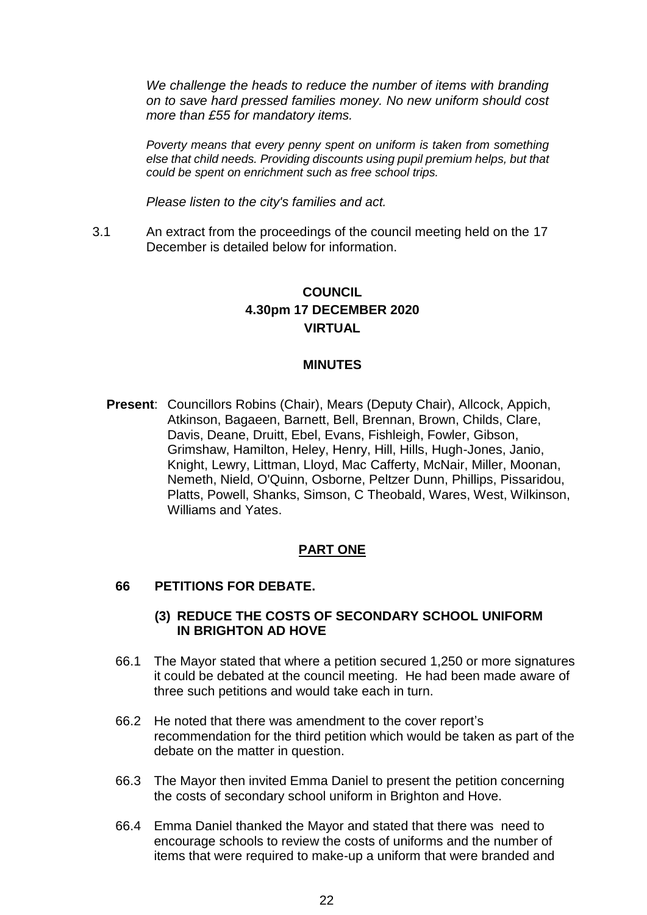*We challenge the heads to reduce the number of items with branding on to save hard pressed families money. No new uniform should cost more than £55 for mandatory items.*

*Poverty means that every penny spent on uniform is taken from something else that child needs. Providing discounts using pupil premium helps, but that could be spent on enrichment such as free school trips.*

*Please listen to the city's families and act.*

3.1 An extract from the proceedings of the council meeting held on the 17 December is detailed below for information.

**COUNCIL**
**4.30pm 17 DECEMBER 2020**
**VIRTUAL**

**MINUTES**

**Present**: Councillors Robins (Chair), Mears (Deputy Chair), Allcock, Appich, Atkinson, Bagaeen, Barnett, Bell, Brennan, Brown, Childs, Clare, Davis, Deane, Druitt, Ebel, Evans, Fishleigh, Fowler, Gibson, Grimshaw, Hamilton, Heley, Henry, Hill, Hills, Hugh-Jones, Janio, Knight, Lewry, Littman, Lloyd, Mac Cafferty, McNair, Miller, Moonan, Nemeth, Nield, O'Quinn, Osborne, Peltzer Dunn, Phillips, Pissaridou, Platts, Powell, Shanks, Simson, C Theobald, Wares, West, Wilkinson, Williams and Yates.

**PART ONE**

**66 PETITIONS FOR DEBATE.**

**(3) REDUCE THE COSTS OF SECONDARY SCHOOL UNIFORM IN BRIGHTON AD HOVE**

66.1 The Mayor stated that where a petition secured 1,250 or more signatures it could be debated at the council meeting. He had been made aware of three such petitions and would take each in turn.

66.2 He noted that there was amendment to the cover report's recommendation for the third petition which would be taken as part of the debate on the matter in question.

66.3 The Mayor then invited Emma Daniel to present the petition concerning the costs of secondary school uniform in Brighton and Hove.

66.4 Emma Daniel thanked the Mayor and stated that there was need to encourage schools to review the costs of uniforms and the number of items that were required to make-up a uniform that were branded and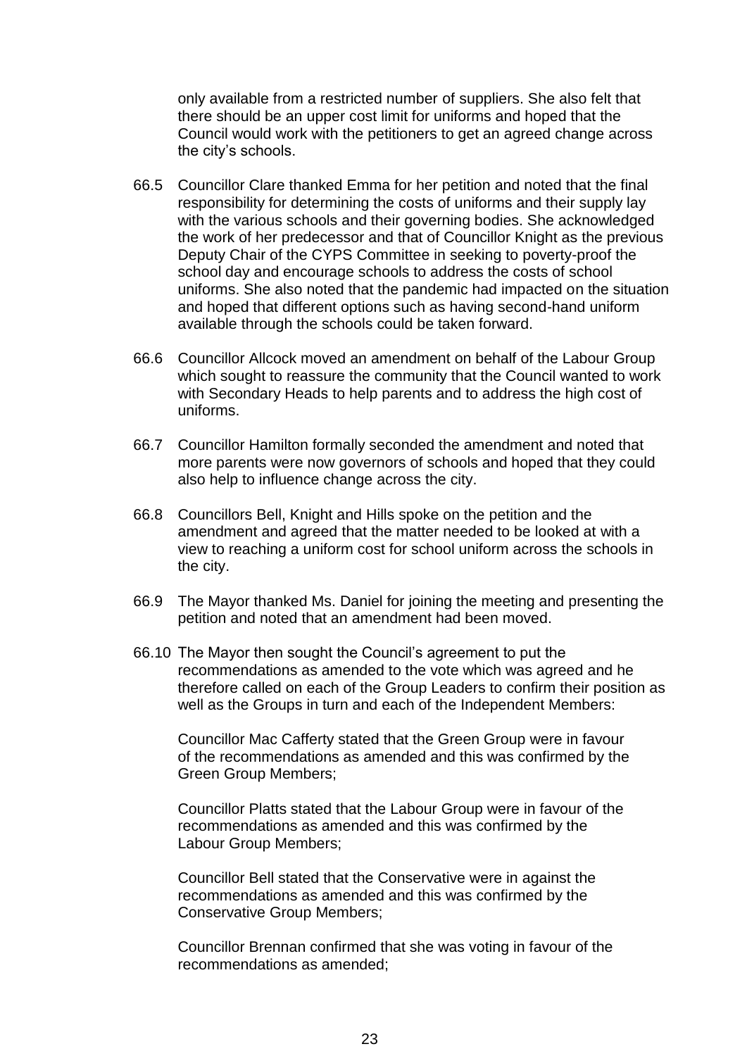only available from a restricted number of suppliers. She also felt that there should be an upper cost limit for uniforms and hoped that the Council would work with the petitioners to get an agreed change across the city's schools.

66.5 Councillor Clare thanked Emma for her petition and noted that the final responsibility for determining the costs of uniforms and their supply lay with the various schools and their governing bodies. She acknowledged the work of her predecessor and that of Councillor Knight as the previous Deputy Chair of the CYPS Committee in seeking to poverty-proof the school day and encourage schools to address the costs of school uniforms. She also noted that the pandemic had impacted on the situation and hoped that different options such as having second-hand uniform available through the schools could be taken forward.

66.6 Councillor Allcock moved an amendment on behalf of the Labour Group which sought to reassure the community that the Council wanted to work with Secondary Heads to help parents and to address the high cost of uniforms.

66.7 Councillor Hamilton formally seconded the amendment and noted that more parents were now governors of schools and hoped that they could also help to influence change across the city.

66.8 Councillors Bell, Knight and Hills spoke on the petition and the amendment and agreed that the matter needed to be looked at with a view to reaching a uniform cost for school uniform across the schools in the city.

66.9 The Mayor thanked Ms. Daniel for joining the meeting and presenting the petition and noted that an amendment had been moved.

66.10 The Mayor then sought the Council's agreement to put the recommendations as amended to the vote which was agreed and he therefore called on each of the Group Leaders to confirm their position as well as the Groups in turn and each of the Independent Members:

Councillor Mac Cafferty stated that the Green Group were in favour of the recommendations as amended and this was confirmed by the Green Group Members;

Councillor Platts stated that the Labour Group were in favour of the recommendations as amended and this was confirmed by the Labour Group Members;

Councillor Bell stated that the Conservative were in against the recommendations as amended and this was confirmed by the Conservative Group Members;

Councillor Brennan confirmed that she was voting in favour of the recommendations as amended;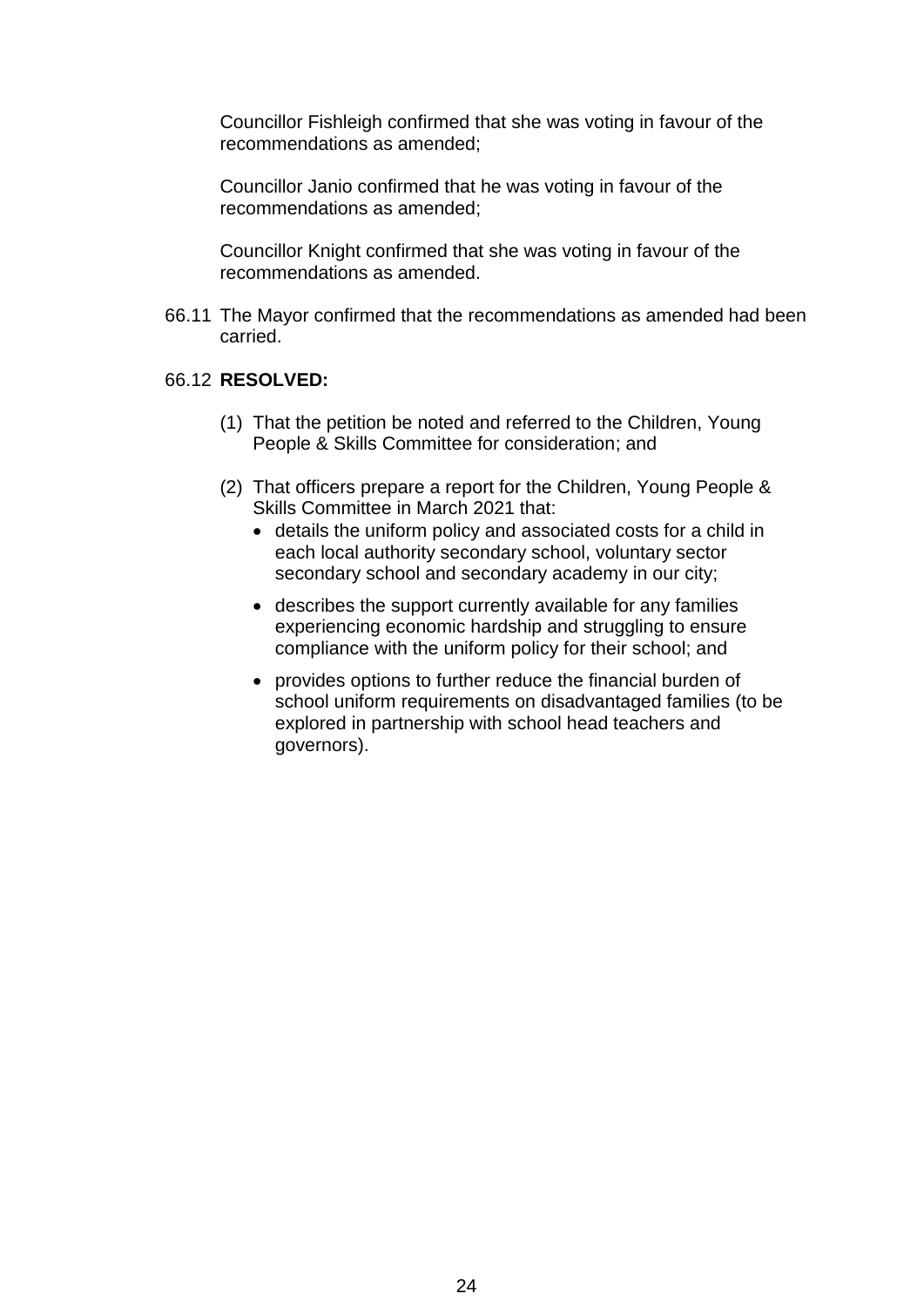Councillor Fishleigh confirmed that she was voting in favour of the recommendations as amended;

Councillor Janio confirmed that he was voting in favour of the recommendations as amended;

Councillor Knight confirmed that she was voting in favour of the recommendations as amended.

66.11 The Mayor confirmed that the recommendations as amended had been carried.

66.12 **RESOLVED:**

(1) That the petition be noted and referred to the Children, Young People & Skills Committee for consideration; and

(2) That officers prepare a report for the Children, Young People & Skills Committee in March 2021 that:

- details the uniform policy and associated costs for a child in each local authority secondary school, voluntary sector secondary school and secondary academy in our city;
- describes the support currently available for any families experiencing economic hardship and struggling to ensure compliance with the uniform policy for their school; and
- provides options to further reduce the financial burden of school uniform requirements on disadvantaged families (to be explored in partnership with school head teachers and governors).